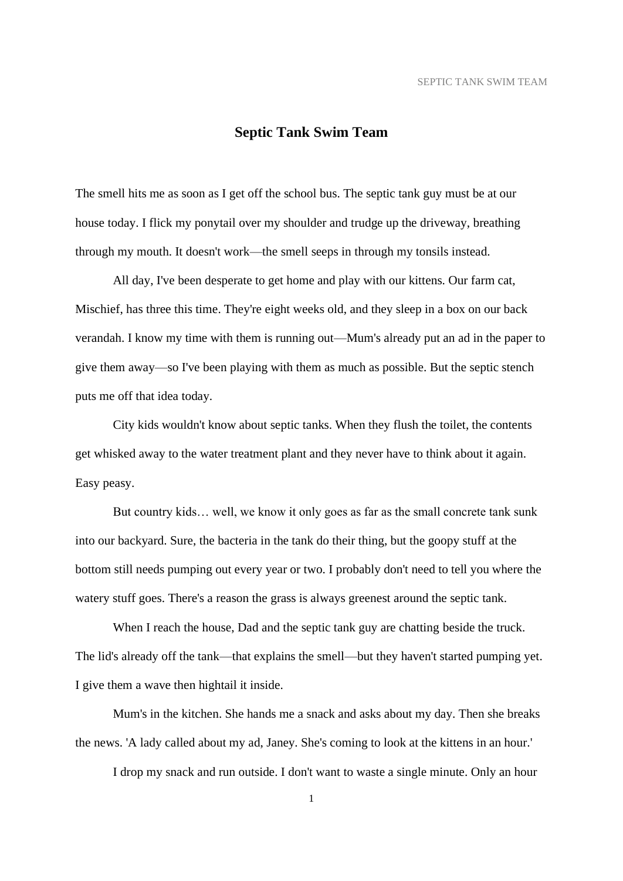# Septic Tank Swim Team

The smell hits me as soon as I get off the school bus. The septic tank guy must be at our house today. I flick my ponytail over my shoulder and trudge up the driveway, breathing through my mouth. It doesn't work—the smell seeps in through my tonsils instead.

All day, I've been desperate to get home and play with our kittens. Our farm cat, Mischief, has three this time. They're eight weeks old, and they sleep in a box on our back verandah. I know my time with them is running out—Mum's already put an ad in the paper to give them away—so I've been playing with them as much as possible. But the septic stench puts me off that idea today.

City kids wouldn't know about septic tanks. When they flush the toilet, the contents get whisked away to the water treatment plant and they never have to think about it again. Easy peasy.

But country kids… well, we know it only goes as far as the small concrete tank sunk into our backyard. Sure, the bacteria in the tank do their thing, but the goopy stuff at the bottom still needs pumping out every year or two. I probably don't need to tell you where the watery stuff goes. There's a reason the grass is always greenest around the septic tank.

When I reach the house, Dad and the septic tank guy are chatting beside the truck. The lid's already off the tank—that explains the smell—but they haven't started pumping yet. I give them a wave then hightail it inside.

Mum's in the kitchen. She hands me a snack and asks about my day. Then she breaks the news. 'A lady called about my ad, Janey. She's coming to look at the kittens in an hour.'

I drop my snack and run outside. I don't want to waste a single minute. Only an hour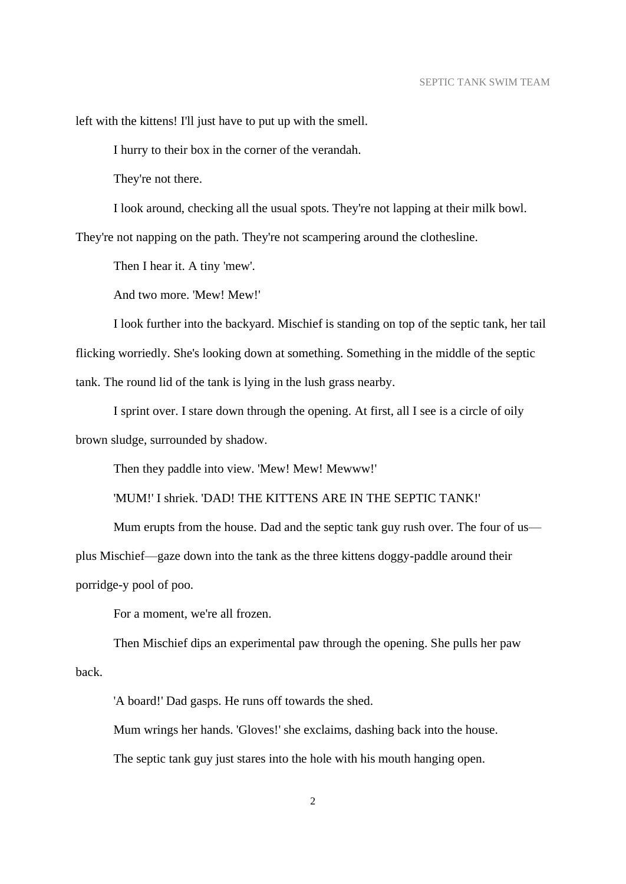left with the kittens! I'll just have to put up with the smell.

I hurry to their box in the corner of the verandah.

They're not there.

I look around, checking all the usual spots. They're not lapping at their milk bowl. They're not napping on the path. They're not scampering around the clothesline.

Then I hear it. A tiny 'mew'.

And two more. 'Mew! Mew!'

I look further into the backyard. Mischief is standing on top of the septic tank, her tail flicking worriedly. She's looking down at something. Something in the middle of the septic tank. The round lid of the tank is lying in the lush grass nearby.

I sprint over. I stare down through the opening. At first, all I see is a circle of oily brown sludge, surrounded by shadow.

Then they paddle into view. 'Mew! Mew! Mewww!'

'MUM!' I shriek. 'DAD! THE KITTENS ARE IN THE SEPTIC TANK!'

Mum erupts from the house. Dad and the septic tank guy rush over. The four of us—plus Mischief—gaze down into the tank as the three kittens doggy-paddle around their porridge-y pool of poo.

For a moment, we're all frozen.

Then Mischief dips an experimental paw through the opening. She pulls her paw back.

'A board!' Dad gasps. He runs off towards the shed.

Mum wrings her hands. 'Gloves!' she exclaims, dashing back into the house.

The septic tank guy just stares into the hole with his mouth hanging open.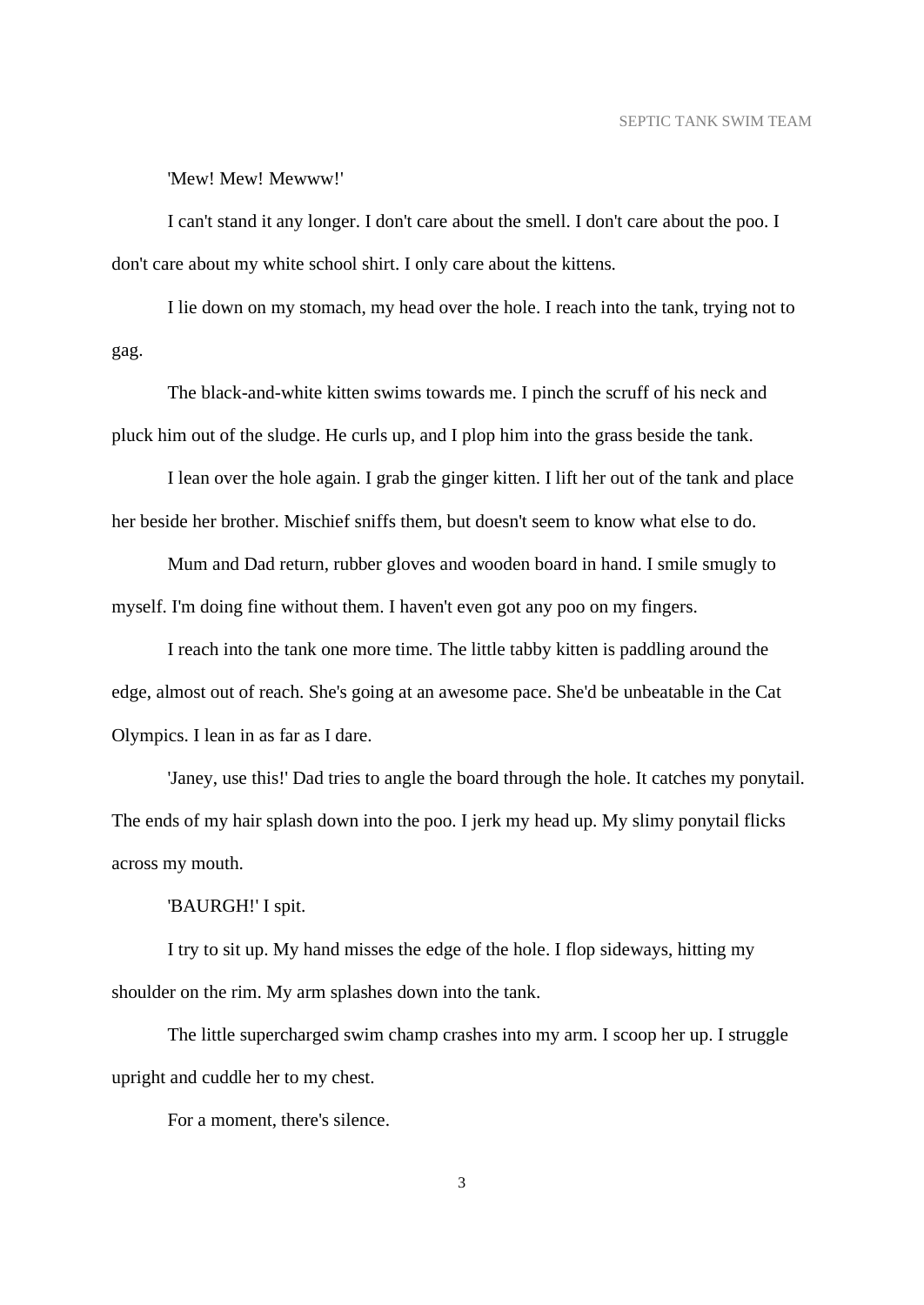'Mew! Mew! Mewww!'

I can't stand it any longer. I don't care about the smell. I don't care about the poo. I don't care about my white school shirt. I only care about the kittens.

I lie down on my stomach, my head over the hole. I reach into the tank, trying not to gag.

The black-and-white kitten swims towards me. I pinch the scruff of his neck and pluck him out of the sludge. He curls up, and I plop him into the grass beside the tank.

I lean over the hole again. I grab the ginger kitten. I lift her out of the tank and place her beside her brother. Mischief sniffs them, but doesn't seem to know what else to do.

Mum and Dad return, rubber gloves and wooden board in hand. I smile smugly to myself. I'm doing fine without them. I haven't even got any poo on my fingers.

I reach into the tank one more time. The little tabby kitten is paddling around the edge, almost out of reach. She's going at an awesome pace. She'd be unbeatable in the Cat Olympics. I lean in as far as I dare.

'Janey, use this!' Dad tries to angle the board through the hole. It catches my ponytail. The ends of my hair splash down into the poo. I jerk my head up. My slimy ponytail flicks across my mouth.

'BAURGH!' I spit.

I try to sit up. My hand misses the edge of the hole. I flop sideways, hitting my shoulder on the rim. My arm splashes down into the tank.

The little supercharged swim champ crashes into my arm. I scoop her up. I struggle upright and cuddle her to my chest.

For a moment, there's silence.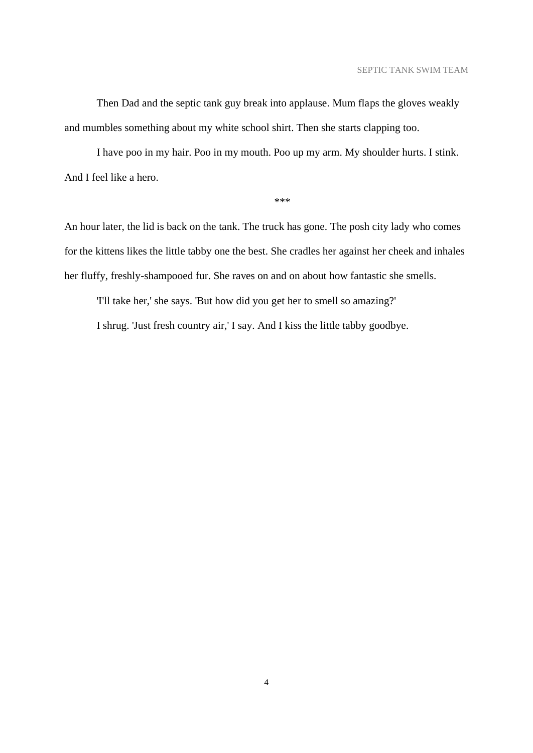Then Dad and the septic tank guy break into applause. Mum flaps the gloves weakly and mumbles something about my white school shirt. Then she starts clapping too.

I have poo in my hair. Poo in my mouth. Poo up my arm. My shoulder hurts. I stink. And I feel like a hero.

***

An hour later, the lid is back on the tank. The truck has gone. The posh city lady who comes for the kittens likes the little tabby one the best. She cradles her against her cheek and inhales her fluffy, freshly-shampooed fur. She raves on and on about how fantastic she smells.

'I'll take her,' she says. 'But how did you get her to smell so amazing?'

I shrug. 'Just fresh country air,' I say. And I kiss the little tabby goodbye.